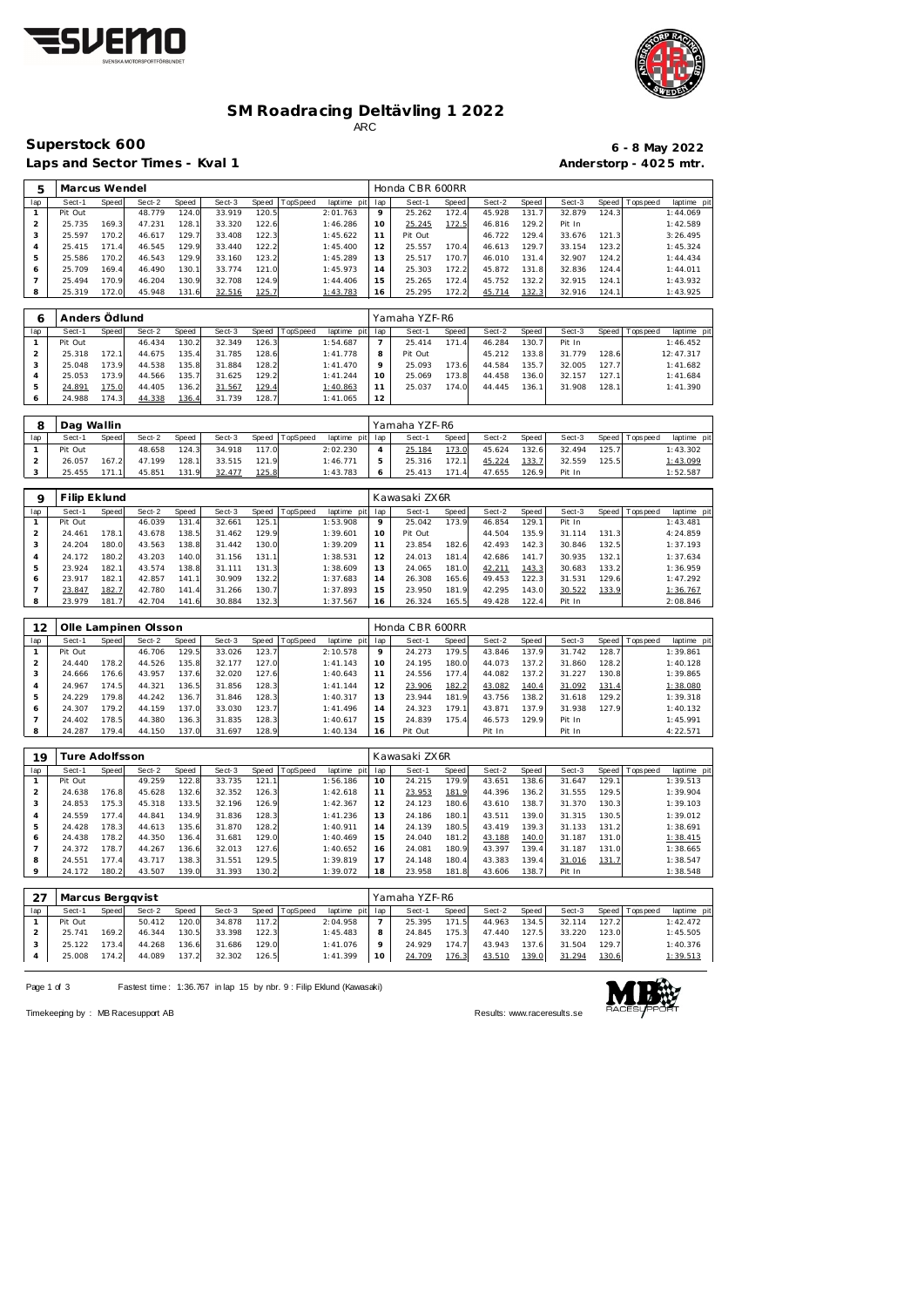# SM Roadracing Deltävling 1 2022

ARC

## Superstock 600

**Laps and Sector Times - Kval 1**

**6 - 8 May 2022**

**Anderstorp - 4025 mtr.**

| 5 | Marcus Wendel | | | | | | | | Honda CBR 600RR | | | | | | | | |
|---|---|---|---|---|---|---|---|---|---|---|---|---|---|---|---|---|---|
| lap | Sect-1 | Speed | Sect-2 | Speed | Sect-3 | Speed | TopSpeed | laptime pit | lap | Sect-1 | Speed | Sect-2 | Speed | Sect-3 | Speed | Topspeed | laptime pit |
| 1 | Pit Out | | 48.779 | 124.0 | 33.919 | 120.5 | | 2:01.763 | 9 | 25.262 | 172.4 | 45.928 | 131.7 | 32.879 | 124.3 | | 1:44.069 |
| 2 | 25.735 | 169.3 | 47.231 | 128.1 | 33.320 | 122.6 | | 1:46.286 | 10 | 25.245 | 172.5 | 46.816 | 129.2 | Pit In | | | 1:42.589 |
| 3 | 25.597 | 170.2 | 46.617 | 129.7 | 33.408 | 122.3 | | 1:45.622 | 11 | Pit Out | | 46.722 | 129.4 | 33.676 | 121.3 | | 3:26.495 |
| 4 | 25.415 | 171.4 | 46.545 | 129.9 | 33.440 | 122.2 | | 1:45.400 | 12 | 25.557 | 170.4 | 46.613 | 129.7 | 33.154 | 123.2 | | 1:45.324 |
| 5 | 25.586 | 170.2 | 46.543 | 129.9 | 33.160 | 123.2 | | 1:45.289 | 13 | 25.517 | 170.7 | 46.010 | 131.4 | 32.907 | 124.2 | | 1:44.434 |
| 6 | 25.709 | 169.4 | 46.490 | 130.1 | 33.774 | 121.0 | | 1:45.973 | 14 | 25.303 | 172.2 | 45.872 | 131.8 | 32.836 | 124.4 | | 1:44.011 |
| 7 | 25.494 | 170.9 | 46.204 | 130.9 | 32.708 | 124.9 | | 1:44.406 | 15 | 25.265 | 172.4 | 45.752 | 132.2 | 32.915 | 124.1 | | 1:43.932 |
| 8 | 25.319 | 172.0 | 45.948 | 131.6 | 32.516 | 125.7 | | 1:43.783 | 16 | 25.295 | 172.2 | 45.714 | 132.3 | 32.916 | 124.1 | | 1:43.925 |

| 6 | Anders Ödlund | | | | | | | | Yamaha YZF-R6 | | | | | | | | |
|---|---|---|---|---|---|---|---|---|---|---|---|---|---|---|---|---|---|
| lap | Sect-1 | Speed | Sect-2 | Speed | Sect-3 | Speed | TopSpeed | laptime pit | lap | Sect-1 | Speed | Sect-2 | Speed | Sect-3 | Speed | Topspeed | laptime pit |
| 1 | Pit Out | | 46.434 | 130.2 | 32.349 | 126.3 | | 1:54.687 | 7 | 25.414 | 171.4 | 46.284 | 130.7 | Pit In | | | 1:46.452 |
| 2 | 25.318 | 172.1 | 44.675 | 135.4 | 31.785 | 128.6 | | 1:41.778 | 8 | Pit Out | | 45.212 | 133.8 | 31.779 | 128.6 | | 12:47.317 |
| 3 | 25.048 | 173.9 | 44.538 | 135.8 | 31.884 | 128.2 | | 1:41.470 | 9 | 25.093 | 173.6 | 44.584 | 135.7 | 32.005 | 127.7 | | 1:41.682 |
| 4 | 25.053 | 173.9 | 44.566 | 135.7 | 31.625 | 129.2 | | 1:41.244 | 10 | 25.069 | 173.8 | 44.458 | 136.0 | 32.157 | 127.1 | | 1:41.684 |
| 5 | 24.891 | 175.0 | 44.405 | 136.2 | 31.567 | 129.4 | | 1:40.863 | 11 | 25.037 | 174.0 | 44.445 | 136.1 | 31.908 | 128.1 | | 1:41.390 |
| 6 | 24.988 | 174.3 | 44.338 | 136.4 | 31.739 | 128.7 | | 1:41.065 | 12 | | | | | | | | |

| 8 | Dag Wallin | | | | | | | | Yamaha YZF-R6 | | | | | | | | |
|---|---|---|---|---|---|---|---|---|---|---|---|---|---|---|---|---|---|
| lap | Sect-1 | Speed | Sect-2 | Speed | Sect-3 | Speed | TopSpeed | laptime pit | lap | Sect-1 | Speed | Sect-2 | Speed | Sect-3 | Speed | Topspeed | laptime pit |
| 1 | Pit Out | | 48.658 | 124.3 | 34.918 | 117.0 | | 2:02.230 | 4 | 25.184 | 173.0 | 45.624 | 132.6 | 32.494 | 125.7 | | 1:43.302 |
| 2 | 26.057 | 167.2 | 47.199 | 128.1 | 33.515 | 121.9 | | 1:46.771 | 5 | 25.316 | 172.1 | 45.224 | 133.7 | 32.559 | 125.5 | | 1:43.099 |
| 3 | 25.455 | 171.1 | 45.851 | 131.9 | 32.477 | 125.8 | | 1:43.783 | 6 | 25.413 | 171.4 | 47.655 | 126.9 | Pit In | | | 1:52.587 |

| 9 | Filip Eklund | | | | | | | | Kawasaki ZX6R | | | | | | | | |
|---|---|---|---|---|---|---|---|---|---|---|---|---|---|---|---|---|---|
| lap | Sect-1 | Speed | Sect-2 | Speed | Sect-3 | Speed | TopSpeed | laptime pit | lap | Sect-1 | Speed | Sect-2 | Speed | Sect-3 | Speed | Topspeed | laptime pit |
| 1 | Pit Out | | 46.039 | 131.4 | 32.661 | 125.1 | | 1:53.908 | 9 | 25.042 | 173.9 | 46.854 | 129.1 | Pit In | | | 1:43.481 |
| 2 | 24.461 | 178.1 | 43.678 | 138.5 | 31.462 | 129.9 | | 1:39.601 | 10 | Pit Out | | 44.504 | 135.9 | 31.114 | 131.3 | | 4:24.859 |
| 3 | 24.204 | 180.0 | 43.563 | 138.8 | 31.442 | 130.0 | | 1:39.209 | 11 | 23.854 | 182.6 | 42.493 | 142.3 | 30.846 | 132.5 | | 1:37.193 |
| 4 | 24.172 | 180.2 | 43.203 | 140.0 | 31.156 | 131.1 | | 1:38.531 | 12 | 24.013 | 181.4 | 42.686 | 141.7 | 30.935 | 132.1 | | 1:37.634 |
| 5 | 23.924 | 182.1 | 43.574 | 138.8 | 31.111 | 131.3 | | 1:38.609 | 13 | 24.065 | 181.0 | 42.211 | 143.3 | 30.683 | 133.2 | | 1:36.959 |
| 6 | 23.917 | 182.1 | 42.857 | 141.1 | 30.909 | 132.2 | | 1:37.683 | 14 | 26.308 | 165.6 | 49.453 | 122.3 | 31.531 | 129.6 | | 1:47.292 |
| 7 | 23.847 | 182.7 | 42.780 | 141.4 | 31.266 | 130.7 | | 1:37.893 | 15 | 23.950 | 181.9 | 42.295 | 143.0 | 30.522 | 133.9 | | 1:36.767 |
| 8 | 23.979 | 181.7 | 42.704 | 141.6 | 30.884 | 132.3 | | 1:37.567 | 16 | 26.324 | 165.5 | 49.428 | 122.4 | Pit In | | | 2:08.846 |

| 12 | Olle Lampinen Olsson | | | | | | | | Honda CBR 600RR | | | | | | | | |
|---|---|---|---|---|---|---|---|---|---|---|---|---|---|---|---|---|---|
| lap | Sect-1 | Speed | Sect-2 | Speed | Sect-3 | Speed | TopSpeed | laptime pit | lap | Sect-1 | Speed | Sect-2 | Speed | Sect-3 | Speed | Topspeed | laptime pit |
| 1 | Pit Out | | 46.706 | 129.5 | 33.026 | 123.7 | | 2:10.578 | 9 | 24.273 | 179.5 | 43.846 | 137.9 | 31.742 | 128.7 | | 1:39.861 |
| 2 | 24.440 | 178.2 | 44.526 | 135.8 | 32.177 | 127.0 | | 1:41.143 | 10 | 24.195 | 180.0 | 44.073 | 137.2 | 31.860 | 128.2 | | 1:40.128 |
| 3 | 24.666 | 176.6 | 43.957 | 137.6 | 32.020 | 127.6 | | 1:40.643 | 11 | 24.556 | 177.4 | 44.082 | 137.2 | 31.227 | 130.8 | | 1:39.865 |
| 4 | 24.967 | 174.5 | 44.321 | 136.5 | 31.856 | 128.3 | | 1:41.144 | 12 | 23.906 | 182.2 | 43.082 | 140.4 | 31.092 | 131.4 | | 1:38.080 |
| 5 | 24.229 | 179.8 | 44.242 | 136.7 | 31.846 | 128.3 | | 1:40.317 | 13 | 23.944 | 181.9 | 43.756 | 138.2 | 31.618 | 129.2 | | 1:39.318 |
| 6 | 24.307 | 179.2 | 44.159 | 137.0 | 33.030 | 123.7 | | 1:41.496 | 14 | 24.323 | 179.1 | 43.871 | 137.9 | 31.938 | 127.9 | | 1:40.132 |
| 7 | 24.402 | 178.5 | 44.380 | 136.3 | 31.835 | 128.3 | | 1:40.617 | 15 | 24.839 | 175.4 | 46.573 | 129.9 | Pit In | | | 1:45.991 |
| 8 | 24.287 | 179.4 | 44.150 | 137.0 | 31.697 | 128.9 | | 1:40.134 | 16 | Pit Out | | Pit In | | Pit In | | | 4:22.571 |

| 19 | Ture Adolfsson | | | | | | | | Kawasaki ZX6R | | | | | | | | |
|---|---|---|---|---|---|---|---|---|---|---|---|---|---|---|---|---|---|
| lap | Sect-1 | Speed | Sect-2 | Speed | Sect-3 | Speed | TopSpeed | laptime pit | lap | Sect-1 | Speed | Sect-2 | Speed | Sect-3 | Speed | Topspeed | laptime pit |
| 1 | Pit Out | | 49.259 | 122.8 | 33.735 | 121.1 | | 1:56.186 | 10 | 24.215 | 179.9 | 43.651 | 138.6 | 31.647 | 129.1 | | 1:39.513 |
| 2 | 24.638 | 176.8 | 45.628 | 132.6 | 32.352 | 126.3 | | 1:42.618 | 11 | 23.953 | 181.9 | 44.396 | 136.2 | 31.555 | 129.5 | | 1:39.904 |
| 3 | 24.853 | 175.3 | 45.318 | 133.5 | 32.196 | 126.9 | | 1:42.367 | 12 | 24.123 | 180.6 | 43.610 | 138.7 | 31.370 | 130.3 | | 1:39.103 |
| 4 | 24.559 | 177.4 | 44.841 | 134.9 | 31.836 | 128.3 | | 1:41.236 | 13 | 24.186 | 180.1 | 43.511 | 139.0 | 31.315 | 130.5 | | 1:39.012 |
| 5 | 24.428 | 178.3 | 44.613 | 135.6 | 31.870 | 128.2 | | 1:40.911 | 14 | 24.139 | 180.5 | 43.419 | 139.3 | 31.133 | 131.2 | | 1:38.691 |
| 6 | 24.438 | 178.2 | 44.350 | 136.4 | 31.681 | 129.0 | | 1:40.469 | 15 | 24.040 | 181.2 | 43.188 | 140.0 | 31.187 | 131.0 | | 1:38.415 |
| 7 | 24.372 | 178.7 | 44.267 | 136.6 | 32.013 | 127.6 | | 1:40.652 | 16 | 24.081 | 180.9 | 43.397 | 139.4 | 31.187 | 131.0 | | 1:38.665 |
| 8 | 24.551 | 177.4 | 43.717 | 138.3 | 31.551 | 129.5 | | 1:39.819 | 17 | 24.148 | 180.4 | 43.383 | 139.4 | 31.016 | 131.7 | | 1:38.547 |
| 9 | 24.172 | 180.2 | 43.507 | 139.0 | 31.393 | 130.2 | | 1:39.072 | 18 | 23.958 | 181.8 | 43.606 | 138.7 | Pit In | | | 1:38.548 |

| 27 | Marcus Bergqvist | | | | | | | | Yamaha YZF-R6 | | | | | | | | |
|---|---|---|---|---|---|---|---|---|---|---|---|---|---|---|---|---|---|
| lap | Sect-1 | Speed | Sect-2 | Speed | Sect-3 | Speed | TopSpeed | laptime pit | lap | Sect-1 | Speed | Sect-2 | Speed | Sect-3 | Speed | Topspeed | laptime pit |
| 1 | Pit Out | | 50.412 | 120.0 | 34.878 | 117.2 | | 2:04.958 | 7 | 25.395 | 171.5 | 44.963 | 134.5 | 32.114 | 127.2 | | 1:42.472 |
| 2 | 25.741 | 169.2 | 46.344 | 130.5 | 33.398 | 122.3 | | 1:45.483 | 8 | 24.845 | 175.3 | 47.440 | 127.5 | 33.220 | 123.0 | | 1:45.505 |
| 3 | 25.122 | 173.4 | 44.268 | 136.6 | 31.686 | 129.0 | | 1:41.076 | 9 | 24.929 | 174.7 | 43.943 | 137.6 | 31.504 | 129.7 | | 1:40.376 |
| 4 | 25.008 | 174.2 | 44.089 | 137.2 | 32.302 | 126.5 | | 1:41.399 | 10 | 24.709 | 176.3 | 43.510 | 139.0 | 31.294 | 130.6 | | 1:39.513 |

Fastest time : 1:36.767 in lap 15 by nbr. 9 : Filip Eklund (Kawasaki)

Timekeeping by : MB Racesupport AB

Results: www.raceresults.se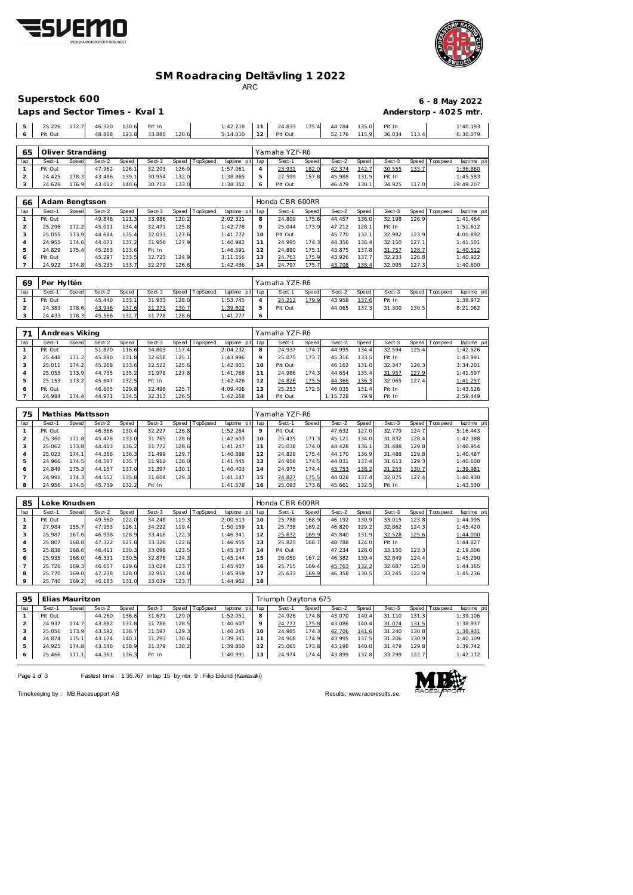# SM Roadracing Deltävling 1 2022

ARC

## Superstock 600

**6 - 8 May 2022**

### Laps and Sector Times - Kval 1

**Anderstorp - 4025 mtr.**

| lap | Sect-1 | Speed | Sect-2 | Speed | Sect-3 | Speed | TopSpeed | laptime pit | lap | Sect-1 | Speed | Sect-2 | Speed | Sect-3 | Speed | Topspeed | laptime pit |
|---|---|---|---|---|---|---|---|---|---|---|---|---|---|---|---|---|---|
| 5 | 25.226 | 172.7 | 46.320 | 130.6 | Pit In | | | 1:42.218 | 11 | 24.833 | 175.4 | 44.784 | 135.0 | Pit In | | | 1:40.193 |
| 6 | Pit Out | | 48.868 | 123.8 | 33.880 | 120.6 | | 5:14.010 | 12 | Pit Out | | 52.176 | 115.9 | 36.034 | 113.4 | | 6:30.079 |

| 65 | Oliver Strandäng | | | | | | | | | Yamaha YZF-R6 | | | | | | | |
|---|---|---|---|---|---|---|---|---|---|---|---|---|---|---|---|---|---|
| lap | Sect-1 | Speed | Sect-2 | Speed | Sect-3 | Speed | TopSpeed | laptime pit | lap | Sect-1 | Speed | Sect-2 | Speed | Sect-3 | Speed | Topspeed | laptime pit |
| 1 | Pit Out | | 47.962 | 126.1 | 32.203 | 126.9 | | 1:57.061 | 4 | 23.931 | 182.0 | 42.374 | 142.7 | 30.555 | 133.7 | | 1:36.860 |
| 2 | 24.425 | 178.3 | 43.486 | 139.1 | 30.954 | 132.0 | | 1:38.865 | 5 | 27.599 | 157.8 | 45.988 | 131.5 | Pit In | | | 1:45.583 |
| 3 | 24.628 | 176.9 | 43.012 | 140.6 | 30.712 | 133.0 | | 1:38.352 | 6 | Pit Out | | 46.479 | 130.1 | 34.925 | 117.0 | | 19:49.207 |

| 66 | Adam Bengtsson | | | | | | | | | Honda CBR 600RR | | | | | | | |
|---|---|---|---|---|---|---|---|---|---|---|---|---|---|---|---|---|---|
| lap | Sect-1 | Speed | Sect-2 | Speed | Sect-3 | Speed | TopSpeed | laptime pit | lap | Sect-1 | Speed | Sect-2 | Speed | Sect-3 | Speed | Topspeed | laptime pit |
| 1 | Pit Out | | 49.846 | 121.3 | 33.986 | 120.2 | | 2:02.321 | 8 | 24.809 | 175.6 | 44.457 | 136.0 | 32.198 | 126.9 | | 1:41.464 |
| 2 | 25.296 | 172.2 | 45.011 | 134.4 | 32.471 | 125.8 | | 1:42.778 | 9 | 25.044 | 173.9 | 47.212 | 128.1 | Pit In | | | 1:51.612 |
| 3 | 25.055 | 173.9 | 44.684 | 135.4 | 32.033 | 127.6 | | 1:41.772 | 10 | Pit Out | | 45.770 | 132.1 | 32.982 | 123.9 | | 4:00.892 |
| 4 | 24.955 | 174.6 | 44.071 | 137.2 | 31.956 | 127.9 | | 1:40.982 | 11 | 24.995 | 174.3 | 44.356 | 136.4 | 32.150 | 127.1 | | 1:41.501 |
| 5 | 24.829 | 175.4 | 45.263 | 133.6 | Pit In | | | 1:46.591 | 12 | 24.880 | 175.1 | 43.875 | 137.8 | 31.757 | 128.7 | | 1:40.512 |
| 6 | Pit Out | | 45.297 | 133.5 | 32.723 | 124.9 | | 3:11.156 | 13 | 24.763 | 175.9 | 43.926 | 137.7 | 32.233 | 126.8 | | 1:40.922 |
| 7 | 24.922 | 174.8 | 45.235 | 133.7 | 32.279 | 126.6 | | 1:42.436 | 14 | 24.797 | 175.7 | 43.708 | 138.4 | 32.095 | 127.3 | | 1:40.600 |

| 69 | Per Hyltén | | | | | | | | | Yamaha YZF-R6 | | | | | | | |
|---|---|---|---|---|---|---|---|---|---|---|---|---|---|---|---|---|---|
| lap | Sect-1 | Speed | Sect-2 | Speed | Sect-3 | Speed | TopSpeed | laptime pit | lap | Sect-1 | Speed | Sect-2 | Speed | Sect-3 | Speed | Topspeed | laptime pit |
| 1 | Pit Out | | 45.440 | 133.1 | 31.933 | 128.0 | | 1:53.745 | 4 | 24.212 | 179.9 | 43.958 | 137.6 | Pit In | | | 1:38.972 |
| 2 | 24.383 | 178.6 | 43.946 | 137.6 | 31.273 | 130.7 | | 1:39.602 | 5 | Pit Out | | 44.065 | 137.3 | 31.300 | 130.5 | | 8:21.062 |
| 3 | 24.433 | 178.3 | 45.566 | 132.7 | 31.778 | 128.6 | | 1:41.777 | 6 | | | | | | | | |

| 71 | Andreas Viking | | | | | | | | | Yamaha YZF-R6 | | | | | | | |
|---|---|---|---|---|---|---|---|---|---|---|---|---|---|---|---|---|---|
| lap | Sect-1 | Speed | Sect-2 | Speed | Sect-3 | Speed | TopSpeed | laptime pit | lap | Sect-1 | Speed | Sect-2 | Speed | Sect-3 | Speed | Topspeed | laptime pit |
| 1 | Pit Out | | 51.870 | 116.6 | 34.803 | 117.4 | | 2:04.232 | 8 | 24.937 | 174.7 | 44.995 | 134.4 | 32.594 | 125.4 | | 1:42.526 |
| 2 | 25.448 | 171.2 | 45.890 | 131.8 | 32.658 | 125.1 | | 1:43.996 | 9 | 25.075 | 173.7 | 45.316 | 133.5 | Pit In | | | 1:43.991 |
| 3 | 25.011 | 174.2 | 45.268 | 133.6 | 32.522 | 125.6 | | 1:42.801 | 10 | Pit Out | | 46.162 | 131.0 | 32.347 | 126.3 | | 3:34.201 |
| 4 | 25.055 | 173.9 | 44.735 | 135.2 | 31.978 | 127.8 | | 1:41.768 | 11 | 24.986 | 174.3 | 44.654 | 135.4 | 31.957 | 127.9 | | 1:41.597 |
| 5 | 25.153 | 173.2 | 45.647 | 132.5 | Pit In | | | 1:42.426 | 12 | 24.826 | 175.5 | 44.366 | 136.3 | 32.065 | 127.4 | | 1:41.257 |
| 6 | Pit Out | | 46.605 | 129.8 | 32.496 | 125.7 | | 4:09.406 | 13 | 25.253 | 172.5 | 46.035 | 131.4 | Pit In | | | 1:43.526 |
| 7 | 24.984 | 174.4 | 44.971 | 134.5 | 32.313 | 126.5 | | 1:42.268 | 14 | Pit Out | | 1:15.728 | 79.9 | Pit In | | | 2:59.449 |

| 75 | Mathias Mattsson | | | | | | | | | Yamaha YZF-R6 | | | | | | | |
|---|---|---|---|---|---|---|---|---|---|---|---|---|---|---|---|---|---|
| lap | Sect-1 | Speed | Sect-2 | Speed | Sect-3 | Speed | TopSpeed | laptime pit | lap | Sect-1 | Speed | Sect-2 | Speed | Sect-3 | Speed | Topspeed | laptime pit |
| 1 | Pit Out | | 46.366 | 130.4 | 32.227 | 126.8 | | 1:52.264 | 9 | Pit Out | | 47.632 | 127.0 | 32.779 | 124.7 | | 5:16.443 |
| 2 | 25.360 | 171.8 | 45.478 | 133.0 | 31.765 | 128.6 | | 1:42.603 | 10 | 25.435 | 171.3 | 45.121 | 134.0 | 31.832 | 128.4 | | 1:42.388 |
| 3 | 25.062 | 173.8 | 44.413 | 136.2 | 31.772 | 128.6 | | 1:41.247 | 11 | 25.038 | 174.0 | 44.428 | 136.1 | 31.488 | 129.8 | | 1:40.954 |
| 4 | 25.023 | 174.1 | 44.366 | 136.3 | 31.499 | 129.7 | | 1:40.888 | 12 | 24.829 | 175.4 | 44.170 | 136.9 | 31.488 | 129.8 | | 1:40.487 |
| 5 | 24.966 | 174.5 | 44.567 | 135.7 | 31.912 | 128.0 | | 1:41.445 | 13 | 24.956 | 174.5 | 44.031 | 137.4 | 31.613 | 129.3 | | 1:40.600 |
| 6 | 24.849 | 175.3 | 44.157 | 137.0 | 31.397 | 130.1 | | 1:40.403 | 14 | 24.975 | 174.4 | 43.753 | 138.2 | 31.253 | 130.7 | | 1:39.981 |
| 7 | 24.991 | 174.3 | 44.552 | 135.8 | 31.604 | 129.3 | | 1:41.147 | 15 | 24.827 | 175.5 | 44.028 | 137.4 | 32.075 | 127.4 | | 1:40.930 |
| 8 | 24.956 | 174.5 | 45.739 | 132.2 | Pit In | | | 1:41.578 | 16 | 25.093 | 173.6 | 45.661 | 132.5 | Pit In | | | 1:43.530 |

| 85 | Loke Knudsen | | | | | | | | | Honda CBR 600RR | | | | | | | |
|---|---|---|---|---|---|---|---|---|---|---|---|---|---|---|---|---|---|
| lap | Sect-1 | Speed | Sect-2 | Speed | Sect-3 | Speed | TopSpeed | laptime pit | lap | Sect-1 | Speed | Sect-2 | Speed | Sect-3 | Speed | Topspeed | laptime pit |
| 1 | Pit Out | | 49.560 | 122.0 | 34.248 | 119.3 | | 2:00.513 | 10 | 25.788 | 168.9 | 46.192 | 130.9 | 33.015 | 123.8 | | 1:44.995 |
| 2 | 27.984 | 155.7 | 47.953 | 126.1 | 34.222 | 119.4 | | 1:50.159 | 11 | 25.738 | 169.2 | 46.820 | 129.2 | 32.862 | 124.3 | | 1:45.420 |
| 3 | 25.987 | 167.6 | 46.938 | 128.9 | 33.416 | 122.3 | | 1:46.341 | 12 | 25.632 | 169.9 | 45.840 | 131.9 | 32.528 | 125.6 | | 1:44.000 |
| 4 | 25.807 | 168.8 | 47.322 | 127.8 | 33.326 | 122.6 | | 1:46.455 | 13 | 25.825 | 168.7 | 48.788 | 124.0 | Pit In | | | 1:44.827 |
| 5 | 25.838 | 168.6 | 46.411 | 130.3 | 33.098 | 123.5 | | 1:45.347 | 14 | Pit Out | | 47.234 | 128.0 | 33.150 | 123.3 | | 2:19.006 |
| 6 | 25.935 | 168.0 | 46.331 | 130.5 | 32.878 | 124.3 | | 1:45.144 | 15 | 26.059 | 167.2 | 46.382 | 130.4 | 32.849 | 124.4 | | 1:45.290 |
| 7 | 25.726 | 169.3 | 46.657 | 129.6 | 33.024 | 123.7 | | 1:45.407 | 16 | 25.715 | 169.4 | 45.763 | 132.2 | 32.687 | 125.0 | | 1:44.165 |
| 8 | 25.770 | 169.0 | 47.238 | 128.0 | 32.951 | 124.0 | | 1:45.959 | 17 | 25.633 | 169.9 | 46.358 | 130.5 | 33.245 | 122.9 | | 1:45.236 |
| 9 | 25.740 | 169.2 | 46.183 | 131.0 | 33.039 | 123.7 | | 1:44.962 | 18 | | | | | | | | |

| 95 | Elias Mauritzon | | | | | | | | | Triumph Daytona 675 | | | | | | | |
|---|---|---|---|---|---|---|---|---|---|---|---|---|---|---|---|---|---|
| lap | Sect-1 | Speed | Sect-2 | Speed | Sect-3 | Speed | TopSpeed | laptime pit | lap | Sect-1 | Speed | Sect-2 | Speed | Sect-3 | Speed | Topspeed | laptime pit |
| 1 | Pit Out | | 44.260 | 136.6 | 31.671 | 129.0 | | 1:52.051 | 8 | 24.926 | 174.8 | 43.070 | 140.4 | 31.110 | 131.3 | | 1:39.106 |
| 2 | 24.937 | 174.7 | 43.882 | 137.8 | 31.788 | 128.5 | | 1:40.607 | 9 | 24.777 | 175.8 | 43.086 | 140.4 | 31.074 | 131.5 | | 1:38.937 |
| 3 | 25.056 | 173.9 | 43.592 | 138.7 | 31.597 | 129.3 | | 1:40.245 | 10 | 24.985 | 174.3 | 42.706 | 141.6 | 31.240 | 130.8 | | 1:38.931 |
| 4 | 24.874 | 175.1 | 43.174 | 140.1 | 31.293 | 130.6 | | 1:39.341 | 11 | 24.908 | 174.9 | 43.995 | 137.5 | 31.206 | 130.9 | | 1:40.109 |
| 5 | 24.925 | 174.8 | 43.546 | 138.9 | 31.379 | 130.2 | | 1:39.850 | 12 | 25.065 | 173.8 | 43.198 | 140.0 | 31.479 | 129.8 | | 1:39.742 |
| 6 | 25.466 | 171.1 | 44.361 | 136.3 | Pit In | | | 1:40.991 | 13 | 24.974 | 174.4 | 43.899 | 137.8 | 33.299 | 122.7 | | 1:42.172 |

Fastest time : 1:36.767 in lap 15 by nbr. 9 : Filip Eklund (Kawasaki)

Timekeeping by : MB Racesupport AB

Results: www.raceresults.se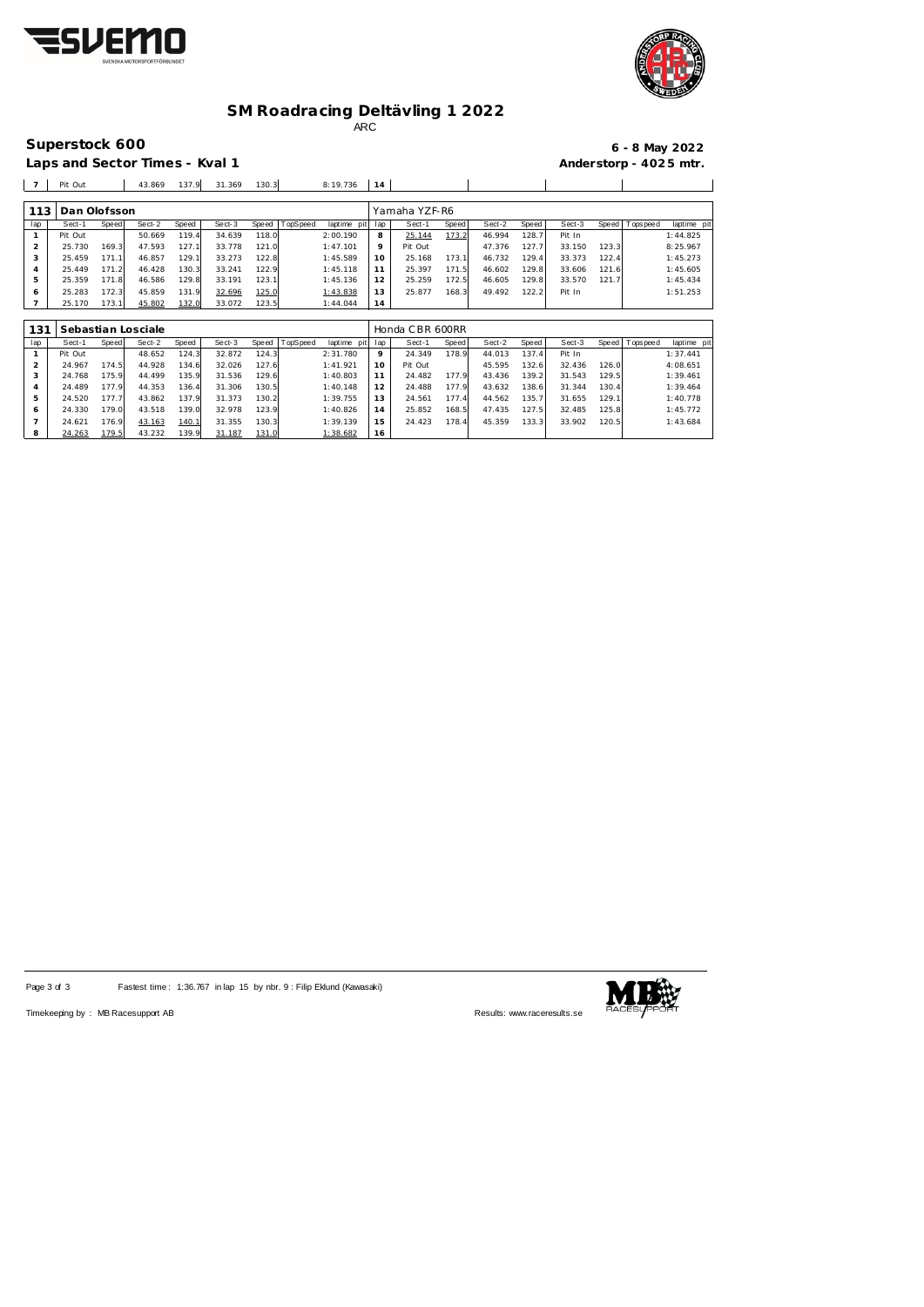# SM Roadracing Deltävling 1 2022

ARC

## Superstock 600

**6 - 8 May 2022**

**Laps and Sector Times - Kval 1**

**Anderstorp - 4025 mtr.**

| | | | | | | | | | | | | | | | | | | |
|---|---|---|---|---|---|---|---|---|---|---|---|---|---|---|---|---|---|---|
| 7 | Pit Out | | 43.869 | 137.9 | 31.369 | 130.3 | | 8:19.736 | 14 | | | | | | | | | |

| 113 | Dan Olofsson | | | | | | | | Yamaha YZF-R6 | | | | | | | | | |
|---|---|---|---|---|---|---|---|---|---|---|---|---|---|---|---|---|---|---|
| lap | Sect-1 | Speed | Sect-2 | Speed | Sect-3 | Speed | TopSpeed | laptime pit | lap | Sect-1 | Speed | Sect-2 | Speed | Sect-3 | Speed | Topspeed | laptime pit |
| 1 | Pit Out | | 50.669 | 119.4 | 34.639 | 118.0 | | 2:00.190 | 8 | 25.144 | 173.2 | 46.994 | 128.7 | Pit In | | | 1:44.825 |
| 2 | 25.730 | 169.3 | 47.593 | 127.1 | 33.778 | 121.0 | | 1:47.101 | 9 | Pit Out | | 47.376 | 127.7 | 33.150 | 123.3 | | 8:25.967 |
| 3 | 25.459 | 171.1 | 46.857 | 129.1 | 33.273 | 122.8 | | 1:45.589 | 10 | 25.168 | 173.1 | 46.732 | 129.4 | 33.373 | 122.4 | | 1:45.273 |
| 4 | 25.449 | 171.2 | 46.428 | 130.3 | 33.241 | 122.9 | | 1:45.118 | 11 | 25.397 | 171.5 | 46.602 | 129.8 | 33.606 | 121.6 | | 1:45.605 |
| 5 | 25.359 | 171.8 | 46.586 | 129.8 | 33.191 | 123.1 | | 1:45.136 | 12 | 25.259 | 172.5 | 46.605 | 129.8 | 33.570 | 121.7 | | 1:45.434 |
| 6 | 25.283 | 172.3 | 45.859 | 131.9 | 32.696 | 125.0 | | 1:43.838 | 13 | 25.877 | 168.3 | 49.492 | 122.2 | Pit In | | | 1:51.253 |
| 7 | 25.170 | 173.1 | 45.802 | 132.0 | 33.072 | 123.5 | | 1:44.044 | 14 | | | | | | | | |

| 131 | Sebastian Losciale | | | | | | | | Honda CBR 600RR | | | | | | | | | |
|---|---|---|---|---|---|---|---|---|---|---|---|---|---|---|---|---|---|---|
| lap | Sect-1 | Speed | Sect-2 | Speed | Sect-3 | Speed | TopSpeed | laptime pit | lap | Sect-1 | Speed | Sect-2 | Speed | Sect-3 | Speed | Topspeed | laptime pit |
| 1 | Pit Out | | 48.652 | 124.3 | 32.872 | 124.3 | | 2:31.780 | 9 | 24.349 | 178.9 | 44.013 | 137.4 | Pit In | | | 1:37.441 |
| 2 | 24.967 | 174.5 | 44.928 | 134.6 | 32.026 | 127.6 | | 1:41.921 | 10 | Pit Out | | 45.595 | 132.6 | 32.436 | 126.0 | | 4:08.651 |
| 3 | 24.768 | 175.9 | 44.499 | 135.9 | 31.536 | 129.6 | | 1:40.803 | 11 | 24.482 | 177.9 | 43.436 | 139.2 | 31.543 | 129.5 | | 1:39.461 |
| 4 | 24.489 | 177.9 | 44.353 | 136.4 | 31.306 | 130.5 | | 1:40.148 | 12 | 24.488 | 177.9 | 43.632 | 138.6 | 31.344 | 130.4 | | 1:39.464 |
| 5 | 24.520 | 177.7 | 43.862 | 137.9 | 31.373 | 130.2 | | 1:39.755 | 13 | 24.561 | 177.4 | 44.562 | 135.7 | 31.655 | 129.1 | | 1:40.778 |
| 6 | 24.330 | 179.0 | 43.518 | 139.0 | 32.978 | 123.9 | | 1:40.826 | 14 | 25.852 | 168.5 | 47.435 | 127.5 | 32.485 | 125.8 | | 1:45.772 |
| 7 | 24.621 | 176.9 | 43.163 | 140.1 | 31.355 | 130.3 | | 1:39.139 | 15 | 24.423 | 178.4 | 45.359 | 133.3 | 33.902 | 120.5 | | 1:43.684 |
| 8 | 24.263 | 179.5 | 43.232 | 139.9 | 31.187 | 131.0 | | 1:38.682 | 16 | | | | | | | | |

Fastest time : 1:36.767 in lap 15 by nbr. 9 : Filip Eklund (Kawasaki)

Timekeeping by : MB Racesupport AB

Results: www.raceresults.se